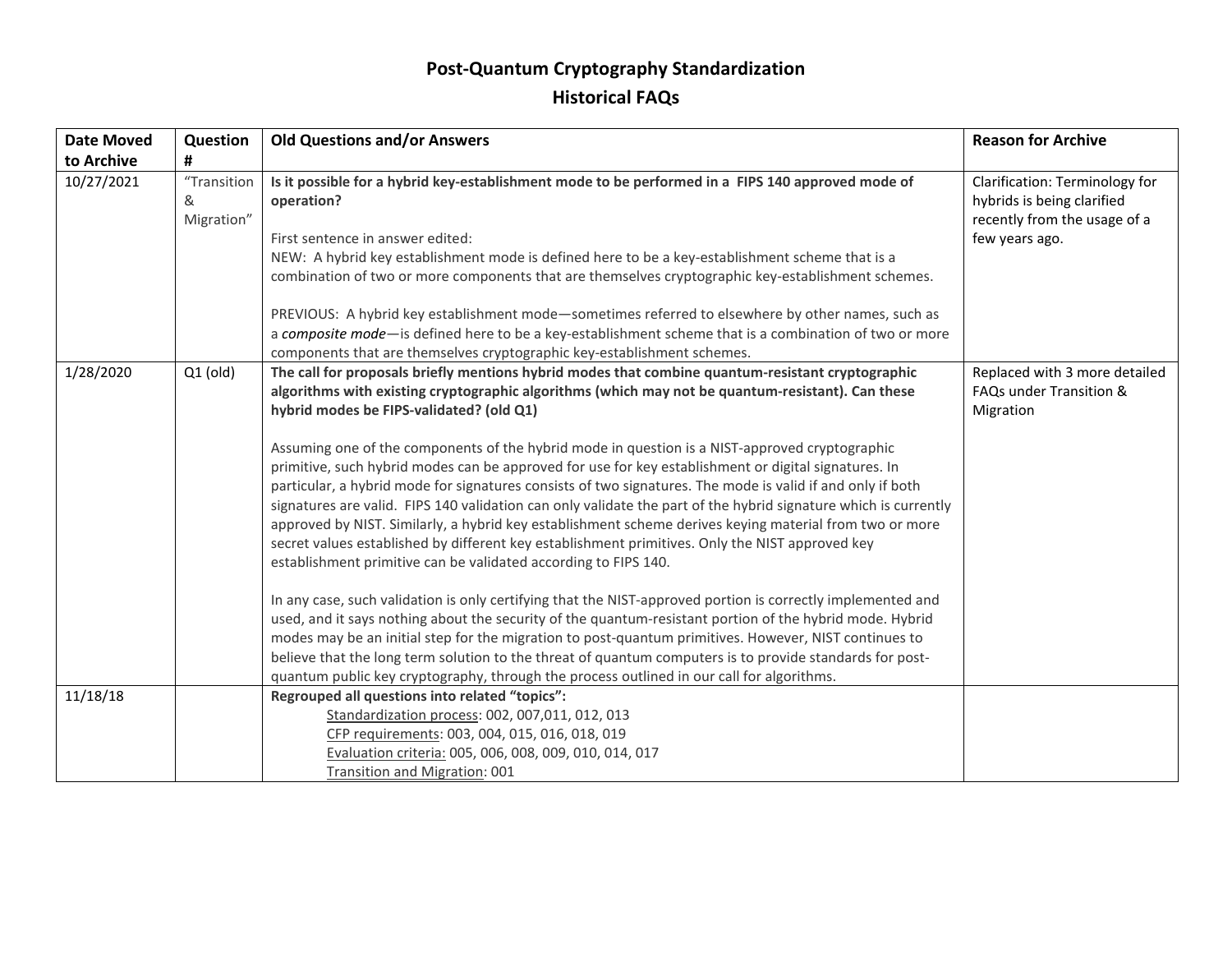# Post-Quantum Cryptography Standardization

## Historical FAQs

| Date Moved to Archive | Question # | Old Questions and/or Answers | Reason for Archive |
| --- | --- | --- | --- |
| 10/27/2021 | "Transition & Migration" | **Is it possible for a hybrid key-establishment mode to be performed in a FIPS 140 approved mode of operation?**<br><br>First sentence in answer edited:<br>NEW: A hybrid key establishment mode is defined here to be a key-establishment scheme that is a combination of two or more components that are themselves cryptographic key-establishment schemes.<br><br>PREVIOUS: A hybrid key establishment mode—sometimes referred to elsewhere by other names, such as a ***composite mode***—is defined here to be a key-establishment scheme that is a combination of two or more components that are themselves cryptographic key-establishment schemes. | Clarification: Terminology for hybrids is being clarified recently from the usage of a few years ago. |
| 1/28/2020 | Q1 (old) | **The call for proposals briefly mentions hybrid modes that combine quantum-resistant cryptographic algorithms with existing cryptographic algorithms (which may not be quantum-resistant). Can these hybrid modes be FIPS-validated? (old Q1)**<br><br>Assuming one of the components of the hybrid mode in question is a NIST-approved cryptographic primitive, such hybrid modes can be approved for use for key establishment or digital signatures. In particular, a hybrid mode for signatures consists of two signatures. The mode is valid if and only if both signatures are valid. FIPS 140 validation can only validate the part of the hybrid signature which is currently approved by NIST. Similarly, a hybrid key establishment scheme derives keying material from two or more secret values established by different key establishment primitives. Only the NIST approved key establishment primitive can be validated according to FIPS 140.<br><br>In any case, such validation is only certifying that the NIST-approved portion is correctly implemented and used, and it says nothing about the security of the quantum-resistant portion of the hybrid mode. Hybrid modes may be an initial step for the migration to post-quantum primitives. However, NIST continues to believe that the long term solution to the threat of quantum computers is to provide standards for post-quantum public key cryptography, through the process outlined in our call for algorithms. | Replaced with 3 more detailed FAQs under Transition & Migration |
| 11/18/18 | | **Regrouped all questions into related "topics":**<br>Standardization process: 002, 007,011, 012, 013<br>CFP requirements: 003, 004, 015, 016, 018, 019<br>Evaluation criteria: 005, 006, 008, 009, 010, 014, 017<br>Transition and Migration: 001 | |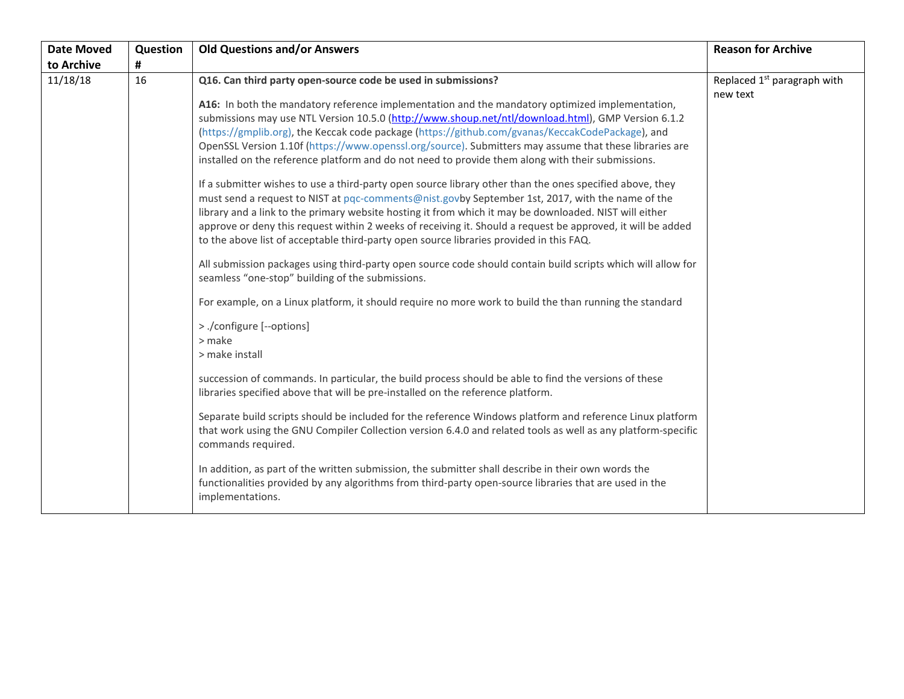| Date Moved to Archive | Question # | Old Questions and/or Answers | Reason for Archive |
| --- | --- | --- | --- |
| 11/18/18 | 16 | **Q16. Can third party open-source code be used in submissions?**<br><br>**A16:** In both the mandatory reference implementation and the mandatory optimized implementation, submissions may use NTL Version 10.5.0 (http://www.shoup.net/ntl/download.html), GMP Version 6.1.2 (https://gmplib.org), the Keccak code package (https://github.com/gvanas/KeccakCodePackage), and OpenSSL Version 1.10f (https://www.openssl.org/source). Submitters may assume that these libraries are installed on the reference platform and do not need to provide them along with their submissions.<br><br>If a submitter wishes to use a third-party open source library other than the ones specified above, they must send a request to NIST at pqc-comments@nist.govby September 1st, 2017, with the name of the library and a link to the primary website hosting it from which it may be downloaded. NIST will either approve or deny this request within 2 weeks of receiving it. Should a request be approved, it will be added to the above list of acceptable third-party open source libraries provided in this FAQ.<br><br>All submission packages using third-party open source code should contain build scripts which will allow for seamless "one-stop" building of the submissions.<br><br>For example, on a Linux platform, it should require no more work to build the than running the standard<br><br>> ./configure [--options]<br>> make<br>> make install<br><br>succession of commands. In particular, the build process should be able to find the versions of these libraries specified above that will be pre-installed on the reference platform.<br><br>Separate build scripts should be included for the reference Windows platform and reference Linux platform that work using the GNU Compiler Collection version 6.4.0 and related tools as well as any platform-specific commands required.<br><br>In addition, as part of the written submission, the submitter shall describe in their own words the functionalities provided by any algorithms from third-party open-source libraries that are used in the implementations. | Replaced 1st paragraph with new text |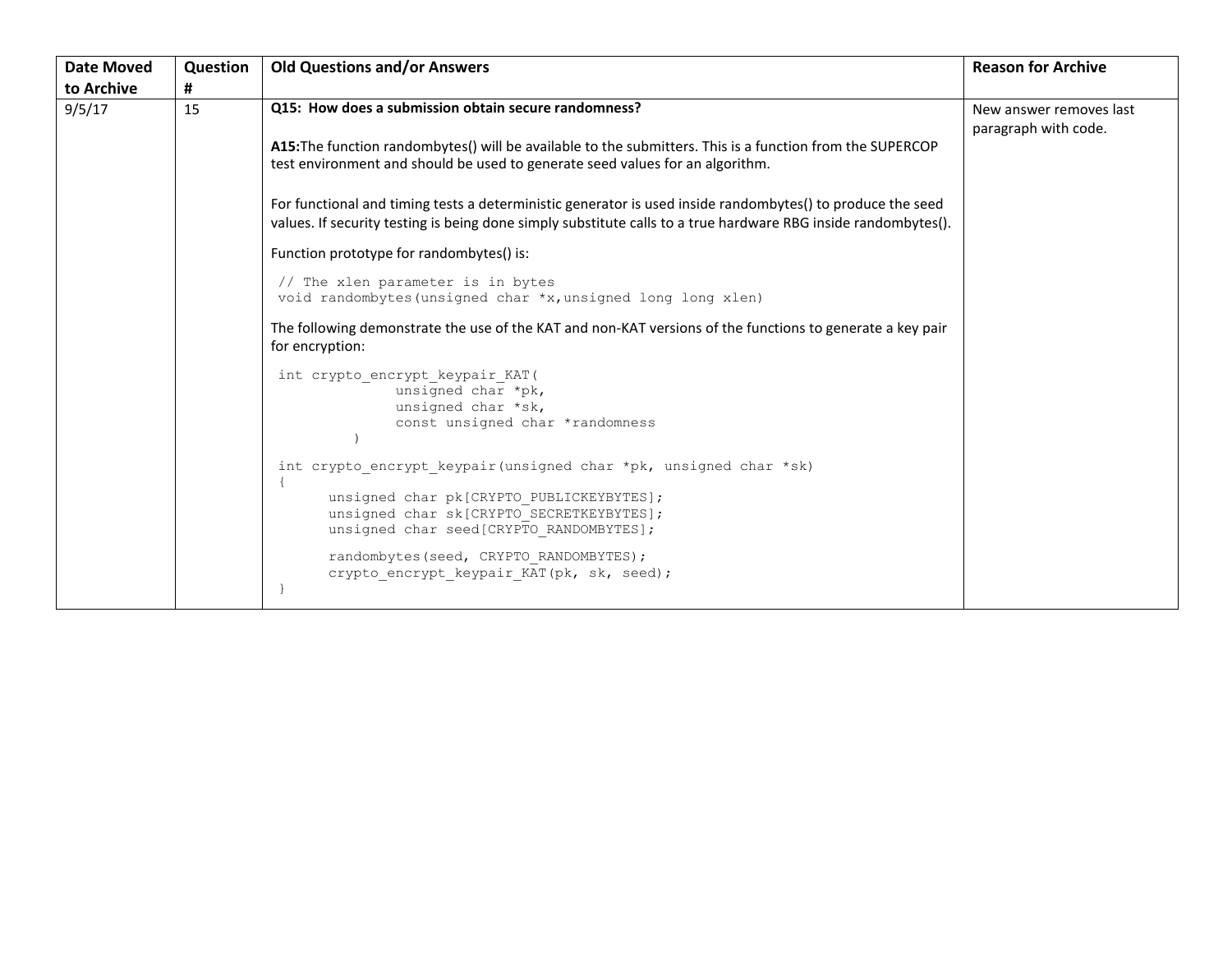| Date Moved to Archive | Question # | Old Questions and/or Answers | Reason for Archive |
|---|---|---|---|
| 9/5/17 | 15 | **Q15: How does a submission obtain secure randomness?**<br><br>**A15:**The function randombytes() will be available to the submitters. This is a function from the SUPERCOP test environment and should be used to generate seed values for an algorithm.<br><br>For functional and timing tests a deterministic generator is used inside randombytes() to produce the seed values. If security testing is being done simply substitute calls to a true hardware RBG inside randombytes().<br><br>Function prototype for randombytes() is:<br><br>`// The xlen parameter is in bytes`<br>`void randombytes(unsigned char *x,unsigned long long xlen)`<br><br>The following demonstrate the use of the KAT and non-KAT versions of the functions to generate a key pair for encryption:<br><br>`int crypto_encrypt_keypair_KAT(`<br>`unsigned char *pk,`<br>`unsigned char *sk,`<br>`const unsigned char *randomness`<br>`)`<br><br>`int crypto_encrypt_keypair(unsigned char *pk, unsigned char *sk)`<br>`{`<br>`unsigned char pk[CRYPTO_PUBLICKEYBYTES];`<br>`unsigned char sk[CRYPTO_SECRETKEYBYTES];`<br>`unsigned char seed[CRYPTO_RANDOMBYTES];`<br><br>`randombytes(seed, CRYPTO_RANDOMBYTES);`<br>`crypto_encrypt_keypair_KAT(pk, sk, seed);`<br>`}` | New answer removes last paragraph with code. |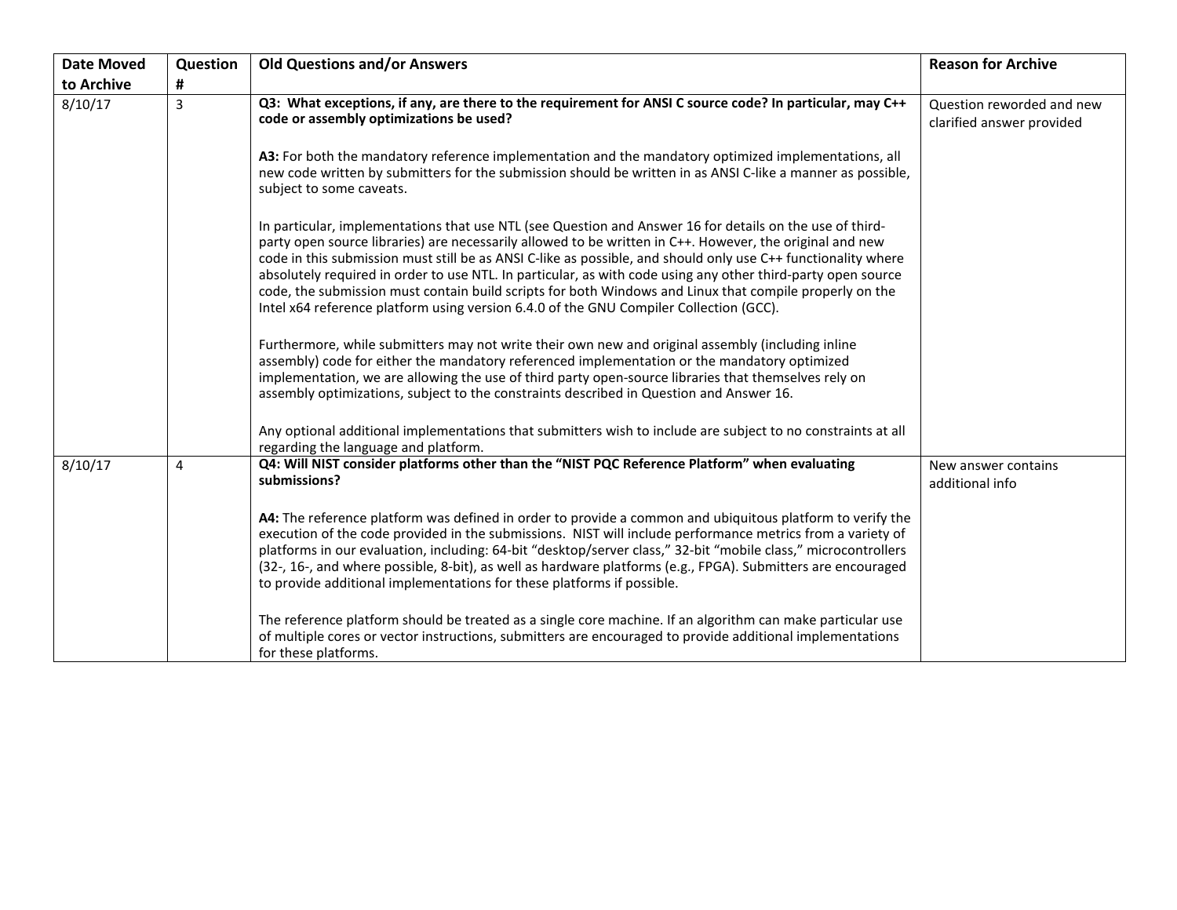| Date Moved to Archive | Question # | Old Questions and/or Answers | Reason for Archive |
|---|---|---|---|
| 8/10/17 | 3 | **Q3: What exceptions, if any, are there to the requirement for ANSI C source code? In particular, may C++ code or assembly optimizations be used?**<br><br>**A3:** For both the mandatory reference implementation and the mandatory optimized implementations, all new code written by submitters for the submission should be written in as ANSI C-like a manner as possible, subject to some caveats.<br><br>In particular, implementations that use NTL (see Question and Answer 16 for details on the use of third-party open source libraries) are necessarily allowed to be written in C++. However, the original and new code in this submission must still be as ANSI C-like as possible, and should only use C++ functionality where absolutely required in order to use NTL. In particular, as with code using any other third-party open source code, the submission must contain build scripts for both Windows and Linux that compile properly on the Intel x64 reference platform using version 6.4.0 of the GNU Compiler Collection (GCC).<br><br>Furthermore, while submitters may not write their own new and original assembly (including inline assembly) code for either the mandatory referenced implementation or the mandatory optimized implementation, we are allowing the use of third party open-source libraries that themselves rely on assembly optimizations, subject to the constraints described in Question and Answer 16.<br><br>Any optional additional implementations that submitters wish to include are subject to no constraints at all regarding the language and platform. | Question reworded and new clarified answer provided |
| 8/10/17 | 4 | **Q4: Will NIST consider platforms other than the "NIST PQC Reference Platform" when evaluating submissions?**<br><br>**A4:** The reference platform was defined in order to provide a common and ubiquitous platform to verify the execution of the code provided in the submissions. NIST will include performance metrics from a variety of platforms in our evaluation, including: 64-bit "desktop/server class," 32-bit "mobile class," microcontrollers (32-, 16-, and where possible, 8-bit), as well as hardware platforms (e.g., FPGA). Submitters are encouraged to provide additional implementations for these platforms if possible.<br><br>The reference platform should be treated as a single core machine. If an algorithm can make particular use of multiple cores or vector instructions, submitters are encouraged to provide additional implementations for these platforms. | New answer contains additional info |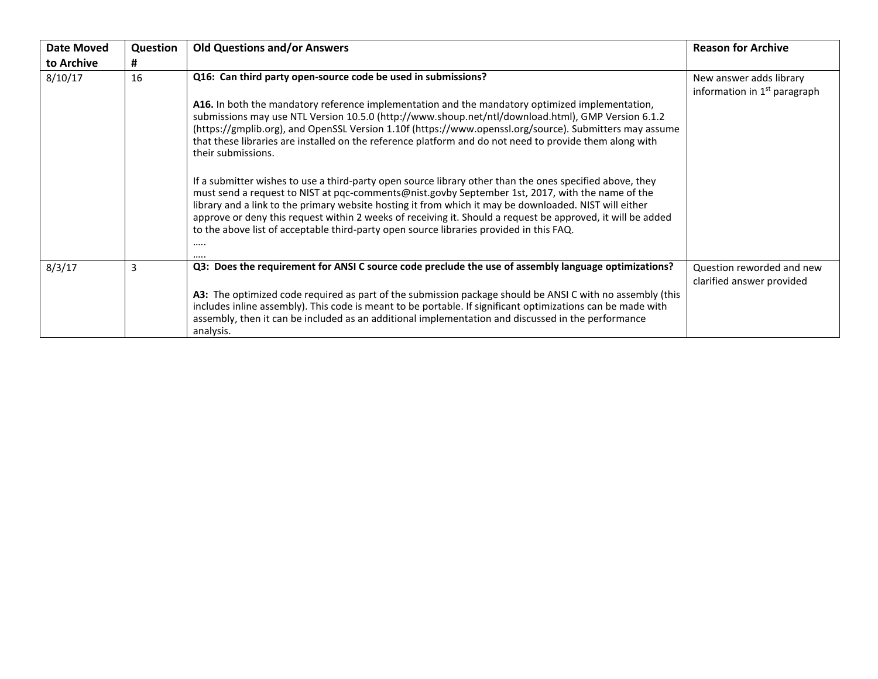| Date Moved to Archive | Question # | Old Questions and/or Answers | Reason for Archive |
|---|---|---|---|
| 8/10/17 | 16 | **Q16: Can third party open-source code be used in submissions?**<br><br>**A16.** In both the mandatory reference implementation and the mandatory optimized implementation, submissions may use NTL Version 10.5.0 (http://www.shoup.net/ntl/download.html), GMP Version 6.1.2 (https://gmplib.org), and OpenSSL Version 1.10f (https://www.openssl.org/source). Submitters may assume that these libraries are installed on the reference platform and do not need to provide them along with their submissions.<br><br>If a submitter wishes to use a third-party open source library other than the ones specified above, they must send a request to NIST at pqc-comments@nist.govby September 1st, 2017, with the name of the library and a link to the primary website hosting it from which it may be downloaded. NIST will either approve or deny this request within 2 weeks of receiving it. Should a request be approved, it will be added to the above list of acceptable third-party open source libraries provided in this FAQ.<br>…..<br>….. | New answer adds library information in 1st paragraph |
| 8/3/17 | 3 | **Q3: Does the requirement for ANSI C source code preclude the use of assembly language optimizations?**<br><br>**A3:** The optimized code required as part of the submission package should be ANSI C with no assembly (this includes inline assembly). This code is meant to be portable. If significant optimizations can be made with assembly, then it can be included as an additional implementation and discussed in the performance analysis. | Question reworded and new clarified answer provided |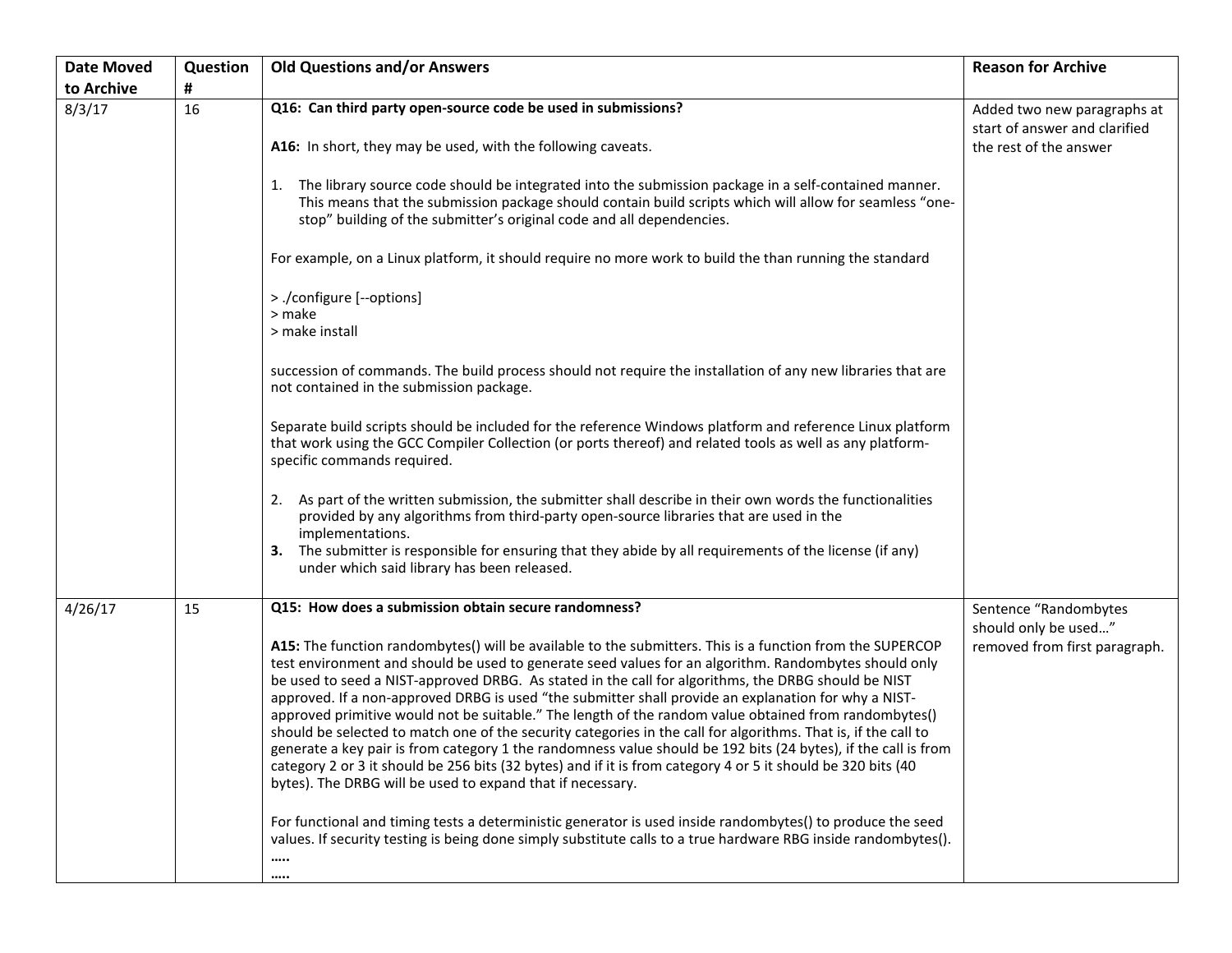| Date Moved to Archive | Question # | Old Questions and/or Answers | Reason for Archive |
|---|---|---|---|
| 8/3/17 | 16 | **Q16: Can third party open-source code be used in submissions?**<br><br>**A16:** In short, they may be used, with the following caveats.<br><br>1. The library source code should be integrated into the submission package in a self-contained manner. This means that the submission package should contain build scripts which will allow for seamless "one-stop" building of the submitter's original code and all dependencies.<br><br>For example, on a Linux platform, it should require no more work to build the than running the standard<br><br>> ./configure [--options]<br>> make<br>> make install<br><br>succession of commands. The build process should not require the installation of any new libraries that are not contained in the submission package.<br><br>Separate build scripts should be included for the reference Windows platform and reference Linux platform that work using the GCC Compiler Collection (or ports thereof) and related tools as well as any platform-specific commands required.<br><br>2. As part of the written submission, the submitter shall describe in their own words the functionalities provided by any algorithms from third-party open-source libraries that are used in the implementations.<br>**3.** The submitter is responsible for ensuring that they abide by all requirements of the license (if any) under which said library has been released. | Added two new paragraphs at start of answer and clarified the rest of the answer |
| 4/26/17 | 15 | **Q15: How does a submission obtain secure randomness?**<br><br>**A15:** The function randombytes() will be available to the submitters. This is a function from the SUPERCOP test environment and should be used to generate seed values for an algorithm. Randombytes should only be used to seed a NIST-approved DRBG. As stated in the call for algorithms, the DRBG should be NIST approved. If a non-approved DRBG is used "the submitter shall provide an explanation for why a NIST-approved primitive would not be suitable." The length of the random value obtained from randombytes() should be selected to match one of the security categories in the call for algorithms. That is, if the call to generate a key pair is from category 1 the randomness value should be 192 bits (24 bytes), if the call is from category 2 or 3 it should be 256 bits (32 bytes) and if it is from category 4 or 5 it should be 320 bits (40 bytes). The DRBG will be used to expand that if necessary.<br><br>For functional and timing tests a deterministic generator is used inside randombytes() to produce the seed values. If security testing is being done simply substitute calls to a true hardware RBG inside randombytes().<br>…..<br>….. | Sentence "Randombytes should only be used…" removed from first paragraph. |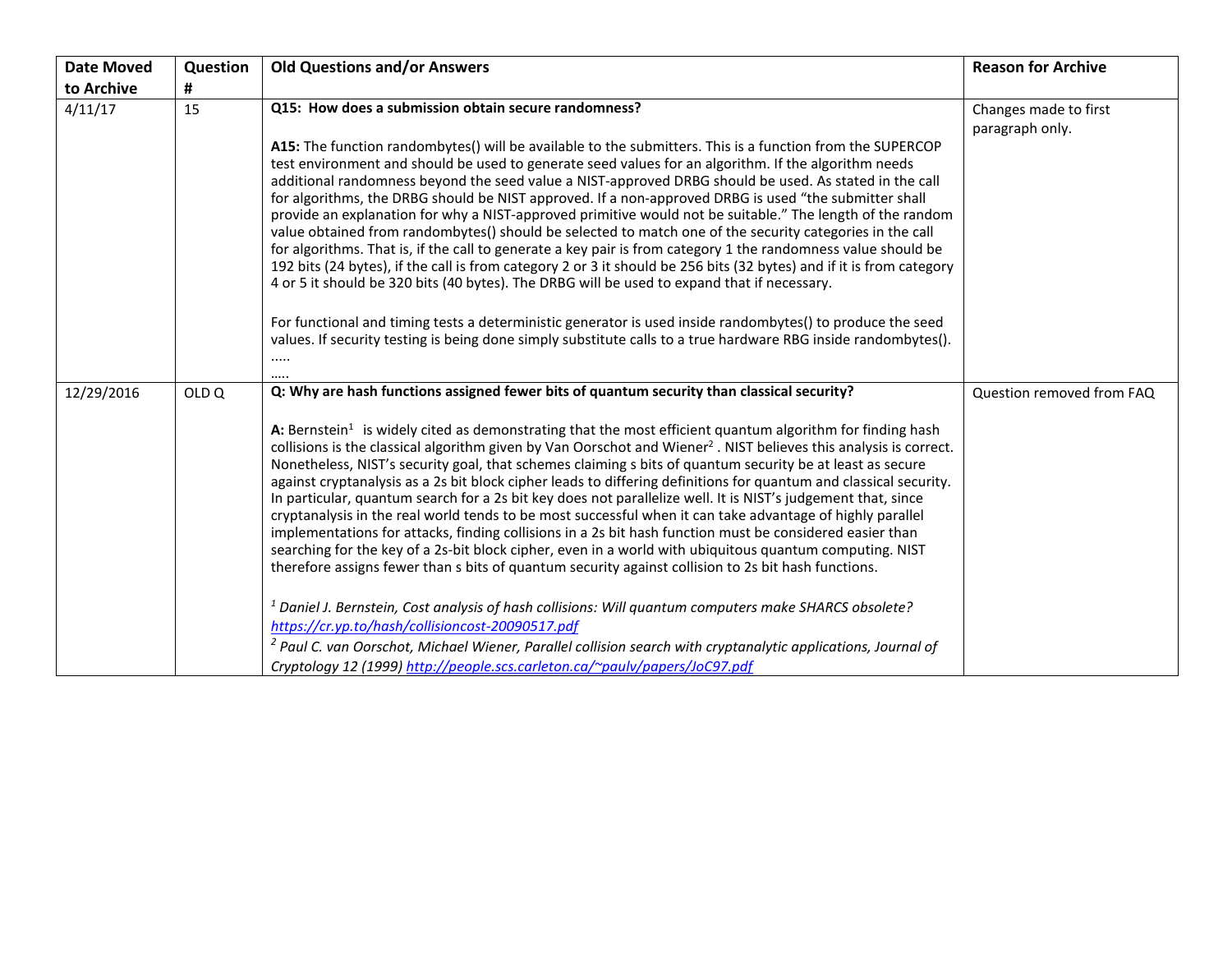| Date Moved to Archive | Question # | Old Questions and/or Answers | Reason for Archive |
|---|---|---|---|
| 4/11/17 | 15 | **Q15: How does a submission obtain secure randomness?**<br><br>**A15:** The function randombytes() will be available to the submitters. This is a function from the SUPERCOP test environment and should be used to generate seed values for an algorithm. If the algorithm needs additional randomness beyond the seed value a NIST-approved DRBG should be used. As stated in the call for algorithms, the DRBG should be NIST approved. If a non-approved DRBG is used "the submitter shall provide an explanation for why a NIST-approved primitive would not be suitable." The length of the random value obtained from randombytes() should be selected to match one of the security categories in the call for algorithms. That is, if the call to generate a key pair is from category 1 the randomness value should be 192 bits (24 bytes), if the call is from category 2 or 3 it should be 256 bits (32 bytes) and if it is from category 4 or 5 it should be 320 bits (40 bytes). The DRBG will be used to expand that if necessary.<br><br>For functional and timing tests a deterministic generator is used inside randombytes() to produce the seed values. If security testing is being done simply substitute calls to a true hardware RBG inside randombytes().<br>.....<br>..... | Changes made to first paragraph only. |
| 12/29/2016 | OLD Q | **Q: Why are hash functions assigned fewer bits of quantum security than classical security?**<br><br>**A:** Bernstein[1] is widely cited as demonstrating that the most efficient quantum algorithm for finding hash collisions is the classical algorithm given by Van Oorschot and Wiener[2]. NIST believes this analysis is correct. Nonetheless, NIST's security goal, that schemes claiming s bits of quantum security be at least as secure against cryptanalysis as a 2s bit block cipher leads to differing definitions for quantum and classical security. In particular, quantum search for a 2s bit key does not parallelize well. It is NIST's judgement that, since cryptanalysis in the real world tends to be most successful when it can take advantage of highly parallel implementations for attacks, finding collisions in a 2s bit hash function must be considered easier than searching for the key of a 2s-bit block cipher, even in a world with ubiquitous quantum computing. NIST therefore assigns fewer than s bits of quantum security against collision to 2s bit hash functions.<br><br>[1] *Daniel J. Bernstein, Cost analysis of hash collisions: Will quantum computers make SHARCS obsolete?* *https://cr.yp.to/hash/collisioncost-20090517.pdf*<br>[2] *Paul C. van Oorschot, Michael Wiener, Parallel collision search with cryptanalytic applications, Journal of Cryptology 12 (1999)* *http://people.scs.carleton.ca/~paulv/papers/JoC97.pdf* | Question removed from FAQ |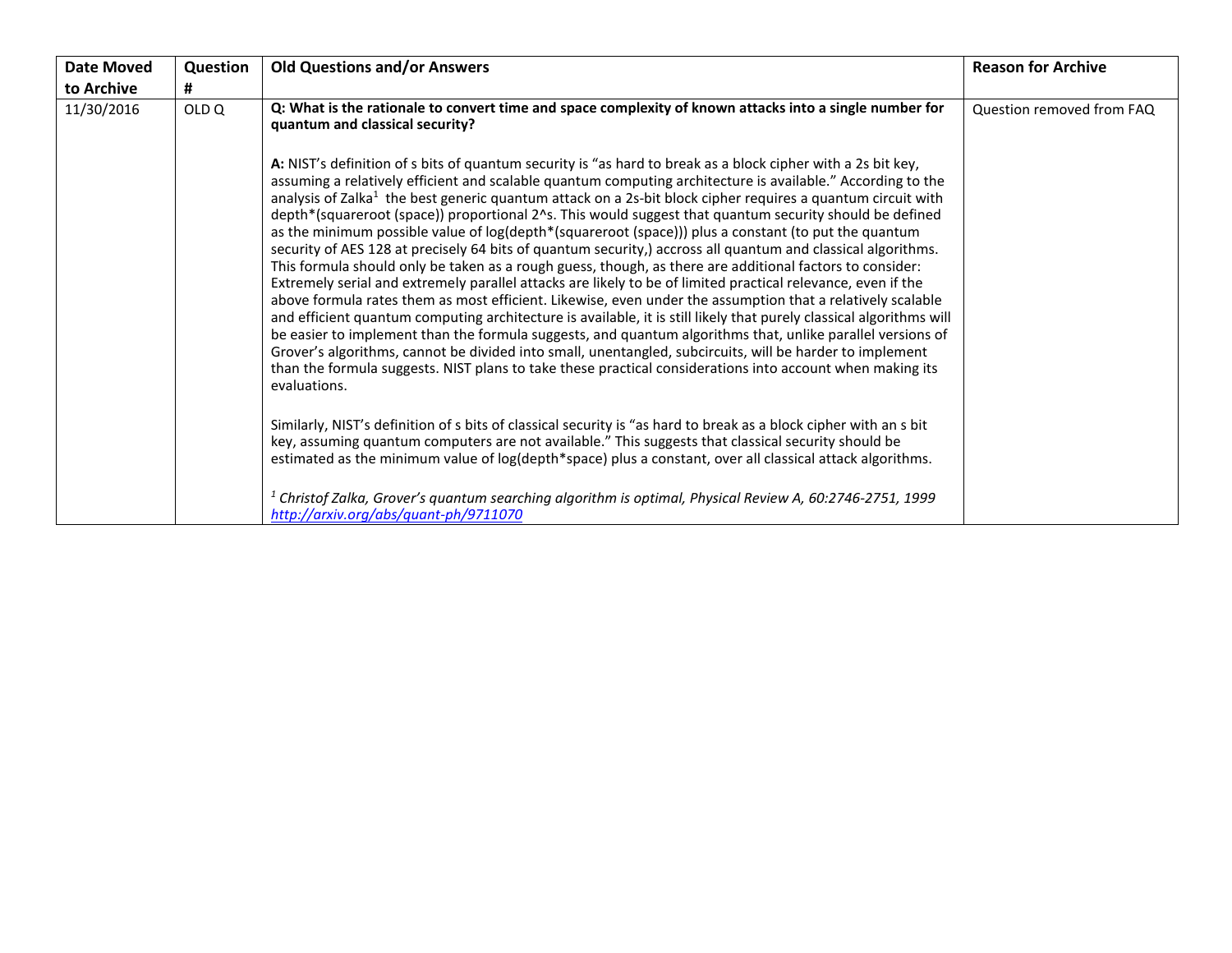| Date Moved to Archive | Question # | Old Questions and/or Answers | Reason for Archive |
|---|---|---|---|
| 11/30/2016 | OLD Q | **Q: What is the rationale to convert time and space complexity of known attacks into a single number for quantum and classical security?**<br><br>**A:** NIST's definition of s bits of quantum security is "as hard to break as a block cipher with a 2s bit key, assuming a relatively efficient and scalable quantum computing architecture is available." According to the analysis of Zalka[1] the best generic quantum attack on a 2s-bit block cipher requires a quantum circuit with depth*(squareroot (space)) proportional 2^s. This would suggest that quantum security should be defined as the minimum possible value of log(depth*(squareroot (space))) plus a constant (to put the quantum security of AES 128 at precisely 64 bits of quantum security,) accross all quantum and classical algorithms. This formula should only be taken as a rough guess, though, as there are additional factors to consider: Extremely serial and extremely parallel attacks are likely to be of limited practical relevance, even if the above formula rates them as most efficient. Likewise, even under the assumption that a relatively scalable and efficient quantum computing architecture is available, it is still likely that purely classical algorithms will be easier to implement than the formula suggests, and quantum algorithms that, unlike parallel versions of Grover's algorithms, cannot be divided into small, unentangled, subcircuits, will be harder to implement than the formula suggests. NIST plans to take these practical considerations into account when making its evaluations.<br><br>Similarly, NIST's definition of s bits of classical security is "as hard to break as a block cipher with an s bit key, assuming quantum computers are not available." This suggests that classical security should be estimated as the minimum value of log(depth*space) plus a constant, over all classical attack algorithms.<br><br>*[1] Christof Zalka, Grover's quantum searching algorithm is optimal, Physical Review A, 60:2746-2751, 1999* *http://arxiv.org/abs/quant-ph/9711070* | Question removed from FAQ |